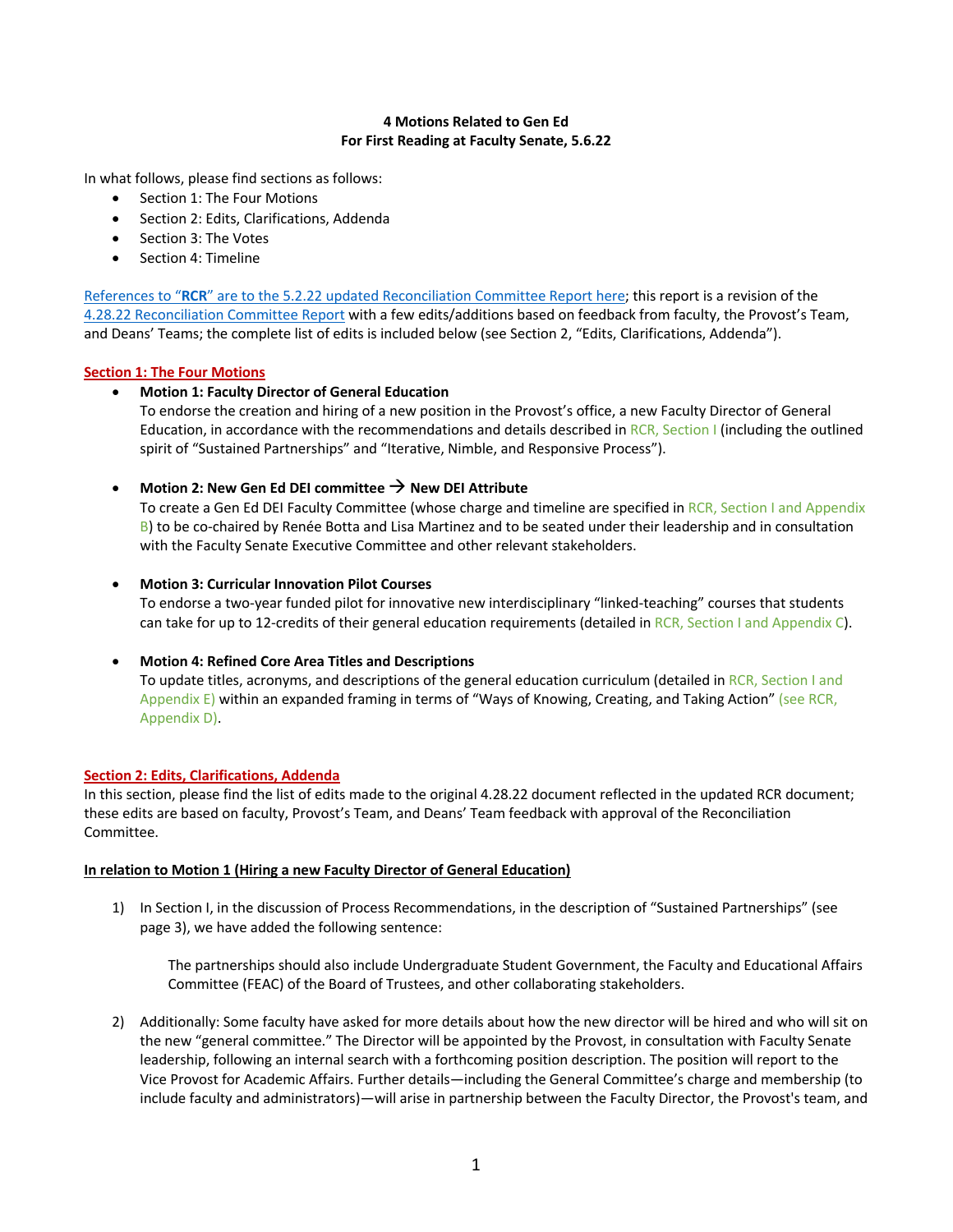**4 Motions Related to Gen Ed**
**For First Reading at Faculty Senate, 5.6.22**

In what follows, please find sections as follows:

- Section 1: The Four Motions
- Section 2: Edits, Clarifications, Addenda
- Section 3: The Votes
- Section 4: Timeline

References to "**RCR**" are to the 5.2.22 updated Reconciliation Committee Report here; this report is a revision of the 4.28.22 Reconciliation Committee Report with a few edits/additions based on feedback from faculty, the Provost's Team, and Deans' Teams; the complete list of edits is included below (see Section 2, "Edits, Clarifications, Addenda").

## Section 1: The Four Motions

- **Motion 1: Faculty Director of General Education**
  To endorse the creation and hiring of a new position in the Provost's office, a new Faculty Director of General Education, in accordance with the recommendations and details described in RCR, Section I (including the outlined spirit of "Sustained Partnerships" and "Iterative, Nimble, and Responsive Process").

- **Motion 2: New Gen Ed DEI committee → New DEI Attribute**
  To create a Gen Ed DEI Faculty Committee (whose charge and timeline are specified in RCR, Section I and Appendix B) to be co-chaired by Renée Botta and Lisa Martinez and to be seated under their leadership and in consultation with the Faculty Senate Executive Committee and other relevant stakeholders.

- **Motion 3: Curricular Innovation Pilot Courses**
  To endorse a two-year funded pilot for innovative new interdisciplinary "linked-teaching" courses that students can take for up to 12-credits of their general education requirements (detailed in RCR, Section I and Appendix C).

- **Motion 4: Refined Core Area Titles and Descriptions**
  To update titles, acronyms, and descriptions of the general education curriculum (detailed in RCR, Section I and Appendix E) within an expanded framing in terms of "Ways of Knowing, Creating, and Taking Action" (see RCR, Appendix D).

## Section 2: Edits, Clarifications, Addenda

In this section, please find the list of edits made to the original 4.28.22 document reflected in the updated RCR document; these edits are based on faculty, Provost's Team, and Deans' Team feedback with approval of the Reconciliation Committee.

### In relation to Motion 1 (Hiring a new Faculty Director of General Education)

1) In Section I, in the discussion of Process Recommendations, in the description of "Sustained Partnerships" (see page 3), we have added the following sentence:

   > The partnerships should also include Undergraduate Student Government, the Faculty and Educational Affairs Committee (FEAC) of the Board of Trustees, and other collaborating stakeholders.

2) Additionally: Some faculty have asked for more details about how the new director will be hired and who will sit on the new "general committee." The Director will be appointed by the Provost, in consultation with Faculty Senate leadership, following an internal search with a forthcoming position description. The position will report to the Vice Provost for Academic Affairs. Further details—including the General Committee's charge and membership (to include faculty and administrators)—will arise in partnership between the Faculty Director, the Provost's team, and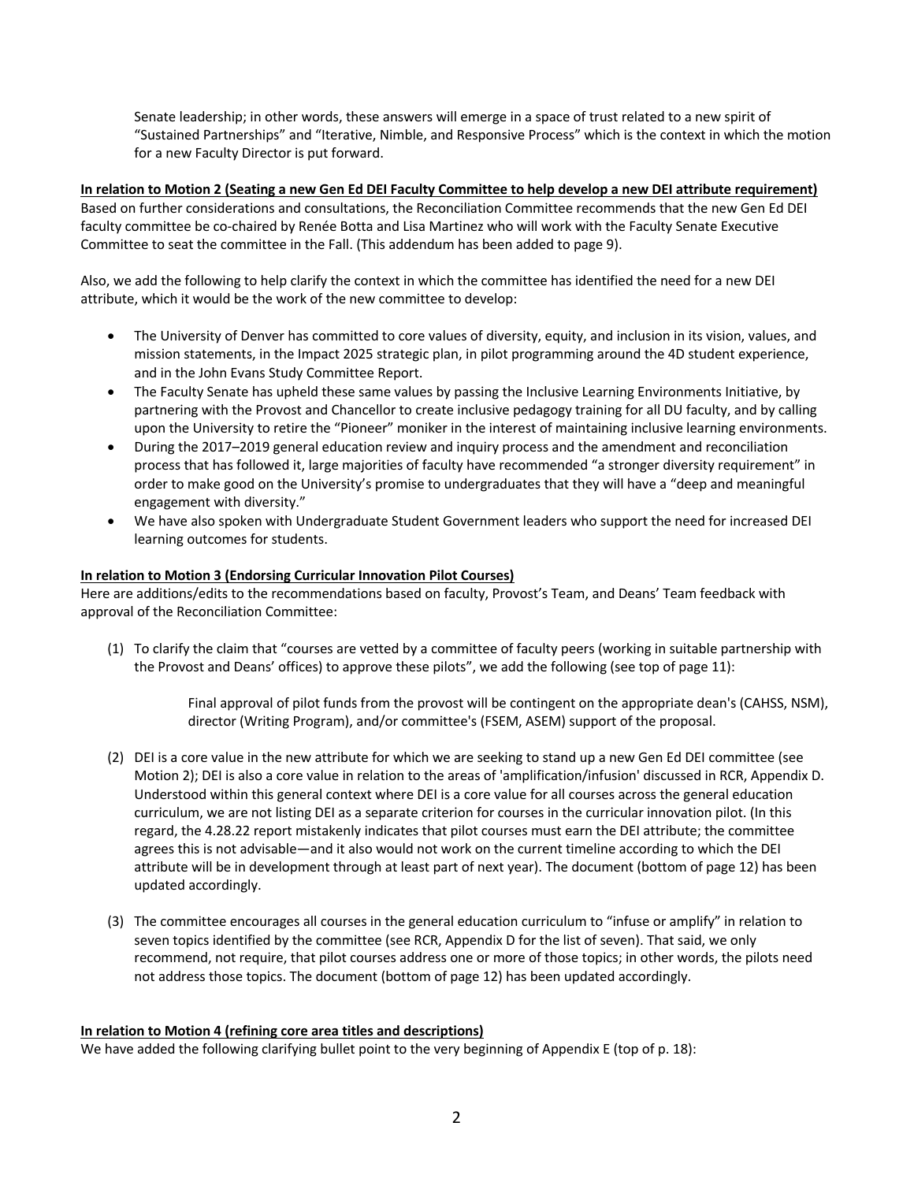Senate leadership; in other words, these answers will emerge in a space of trust related to a new spirit of "Sustained Partnerships" and "Iterative, Nimble, and Responsive Process" which is the context in which the motion for a new Faculty Director is put forward.

**In relation to Motion 2 (Seating a new Gen Ed DEI Faculty Committee to help develop a new DEI attribute requirement)**

Based on further considerations and consultations, the Reconciliation Committee recommends that the new Gen Ed DEI faculty committee be co-chaired by Renée Botta and Lisa Martinez who will work with the Faculty Senate Executive Committee to seat the committee in the Fall. (This addendum has been added to page 9).

Also, we add the following to help clarify the context in which the committee has identified the need for a new DEI attribute, which it would be the work of the new committee to develop:

- The University of Denver has committed to core values of diversity, equity, and inclusion in its vision, values, and mission statements, in the Impact 2025 strategic plan, in pilot programming around the 4D student experience, and in the John Evans Study Committee Report.
- The Faculty Senate has upheld these same values by passing the Inclusive Learning Environments Initiative, by partnering with the Provost and Chancellor to create inclusive pedagogy training for all DU faculty, and by calling upon the University to retire the "Pioneer" moniker in the interest of maintaining inclusive learning environments.
- During the 2017–2019 general education review and inquiry process and the amendment and reconciliation process that has followed it, large majorities of faculty have recommended "a stronger diversity requirement" in order to make good on the University's promise to undergraduates that they will have a "deep and meaningful engagement with diversity."
- We have also spoken with Undergraduate Student Government leaders who support the need for increased DEI learning outcomes for students.

**In relation to Motion 3 (Endorsing Curricular Innovation Pilot Courses)**

Here are additions/edits to the recommendations based on faculty, Provost's Team, and Deans' Team feedback with approval of the Reconciliation Committee:

(1) To clarify the claim that "courses are vetted by a committee of faculty peers (working in suitable partnership with the Provost and Deans' offices) to approve these pilots", we add the following (see top of page 11):

> Final approval of pilot funds from the provost will be contingent on the appropriate dean's (CAHSS, NSM), director (Writing Program), and/or committee's (FSEM, ASEM) support of the proposal.

(2) DEI is a core value in the new attribute for which we are seeking to stand up a new Gen Ed DEI committee (see Motion 2); DEI is also a core value in relation to the areas of 'amplification/infusion' discussed in RCR, Appendix D. Understood within this general context where DEI is a core value for all courses across the general education curriculum, we are not listing DEI as a separate criterion for courses in the curricular innovation pilot. (In this regard, the 4.28.22 report mistakenly indicates that pilot courses must earn the DEI attribute; the committee agrees this is not advisable—and it also would not work on the current timeline according to which the DEI attribute will be in development through at least part of next year). The document (bottom of page 12) has been updated accordingly.

(3) The committee encourages all courses in the general education curriculum to "infuse or amplify" in relation to seven topics identified by the committee (see RCR, Appendix D for the list of seven). That said, we only recommend, not require, that pilot courses address one or more of those topics; in other words, the pilots need not address those topics. The document (bottom of page 12) has been updated accordingly.

**In relation to Motion 4 (refining core area titles and descriptions)**

We have added the following clarifying bullet point to the very beginning of Appendix E (top of p. 18):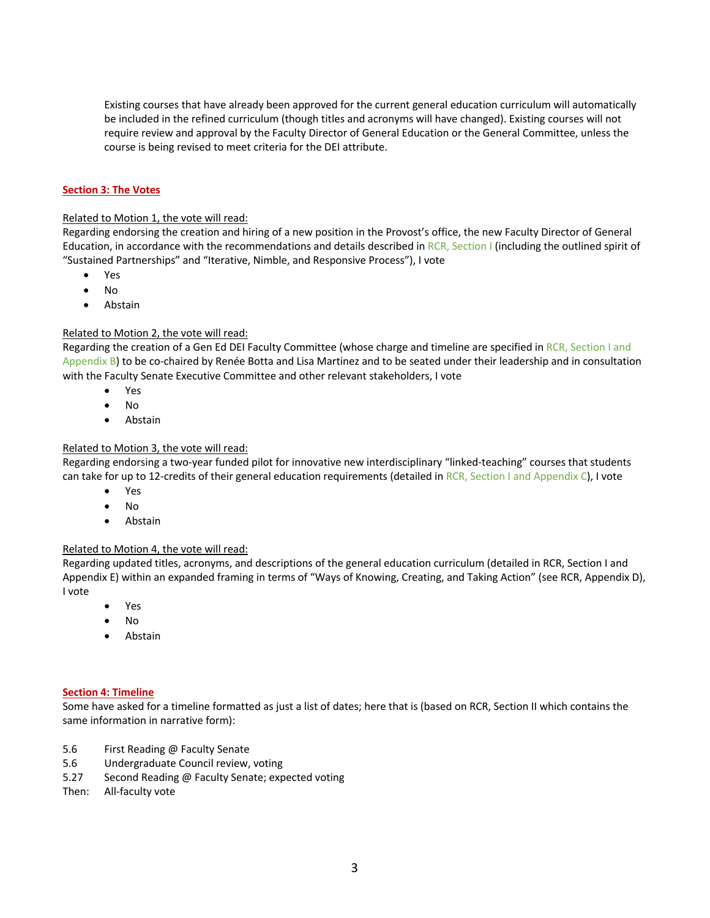Existing courses that have already been approved for the current general education curriculum will automatically be included in the refined curriculum (though titles and acronyms will have changed). Existing courses will not require review and approval by the Faculty Director of General Education or the General Committee, unless the course is being revised to meet criteria for the DEI attribute.

## Section 3: The Votes

Related to Motion 1, the vote will read:

Regarding endorsing the creation and hiring of a new position in the Provost's office, the new Faculty Director of General Education, in accordance with the recommendations and details described in RCR, Section I (including the outlined spirit of "Sustained Partnerships" and "Iterative, Nimble, and Responsive Process"), I vote

- Yes
- No
- Abstain

Related to Motion 2, the vote will read:

Regarding the creation of a Gen Ed DEI Faculty Committee (whose charge and timeline are specified in RCR, Section I and Appendix B) to be co-chaired by Renée Botta and Lisa Martinez and to be seated under their leadership and in consultation with the Faculty Senate Executive Committee and other relevant stakeholders, I vote

- Yes
- No
- Abstain

Related to Motion 3, the vote will read:

Regarding endorsing a two-year funded pilot for innovative new interdisciplinary "linked-teaching" courses that students can take for up to 12-credits of their general education requirements (detailed in RCR, Section I and Appendix C), I vote

- Yes
- No
- Abstain

Related to Motion 4, the vote will read:

Regarding updated titles, acronyms, and descriptions of the general education curriculum (detailed in RCR, Section I and Appendix E) within an expanded framing in terms of "Ways of Knowing, Creating, and Taking Action" (see RCR, Appendix D), I vote

- Yes
- No
- Abstain

## Section 4: Timeline

Some have asked for a timeline formatted as just a list of dates; here that is (based on RCR, Section II which contains the same information in narrative form):

5.6 First Reading @ Faculty Senate
5.6 Undergraduate Council review, voting
5.27 Second Reading @ Faculty Senate; expected voting
Then: All-faculty vote